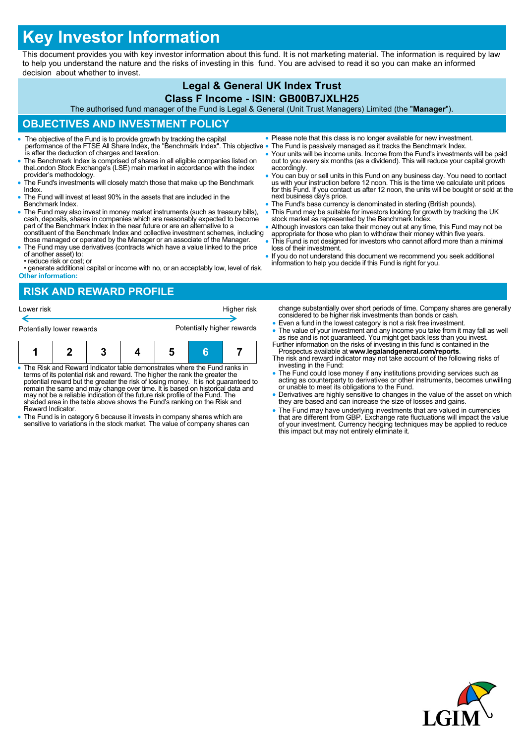# Key Investor Information

This document provides you with key investor information about this fund. It is not marketing material. The information is required by law to help you understand the nature and the risks of investing in this fund. You are advised to read it so you can make an informed decision about whether to invest.

## Legal & General UK Index Trust
## Class F Income - ISIN: GB00B7JXLH25

The authorised fund manager of the Fund is Legal & General (Unit Trust Managers) Limited (the "**Manager**").

## OBJECTIVES AND INVESTMENT POLICY

- The objective of the Fund is to provide growth by tracking the capital performance of the FTSE All Share Index, the "Benchmark Index". This objective is after the deduction of charges and taxation.
- The Benchmark Index is comprised of shares in all eligible companies listed on theLondon Stock Exchange's (LSE) main market in accordance with the index provider's methodology.
- The Fund's investments will closely match those that make up the Benchmark Index.
- The Fund will invest at least 90% in the assets that are included in the Benchmark Index.
- The Fund may also invest in money market instruments (such as treasury bills), cash, deposits, shares in companies which are reasonably expected to become part of the Benchmark Index in the near future or are an alternative to a constituent of the Benchmark Index and collective investment schemes, including those managed or operated by the Manager or an associate of the Manager.
- The Fund may use derivatives (contracts which have a value linked to the price of another asset) to:
  - • reduce risk or cost; or
  - • generate additional capital or income with no, or an acceptably low, level of risk.

**Other information:**

- Please note that this class is no longer available for new investment.
- The Fund is passively managed as it tracks the Benchmark Index.
- Your units will be income units. Income from the Fund's investments will be paid out to you every six months (as a dividend). This will reduce your capital growth accordingly.
- You can buy or sell units in this Fund on any business day. You need to contact us with your instruction before 12 noon. This is the time we calculate unit prices for this Fund. If you contact us after 12 noon, the units will be bought or sold at the next business day's price.
- The Fund's base currency is denominated in sterling (British pounds).
- This Fund may be suitable for investors looking for growth by tracking the UK stock market as represented by the Benchmark Index.
- Although investors can take their money out at any time, this Fund may not be appropriate for those who plan to withdraw their money within five years.
- This Fund is not designed for investors who cannot afford more than a minimal loss of their investment.
- If you do not understand this document we recommend you seek additional information to help you decide if this Fund is right for you.

## RISK AND REWARD PROFILE

| Lower risk | | | | | | Higher risk |
|---|---|---|---|---|---|---|
| Potentially lower rewards | | | | | | Potentially higher rewards |
| 1 | 2 | 3 | 4 | 5 | **6** | 7 |

- The Risk and Reward Indicator table demonstrates where the Fund ranks in terms of its potential risk and reward. The higher the rank the greater the potential reward but the greater the risk of losing money. It is not guaranteed to remain the same and may change over time. It is based on historical data and may not be a reliable indication of the future risk profile of the Fund. The shaded area in the table above shows the Fund's ranking on the Risk and Reward Indicator.
- The Fund is in category 6 because it invests in company shares which are sensitive to variations in the stock market. The value of company shares can change substantially over short periods of time. Company shares are generally considered to be higher risk investments than bonds or cash.
- Even a fund in the lowest category is not a risk free investment.
- The value of your investment and any income you take from it may fall as well as rise and is not guaranteed. You might get back less than you invest.

Further information on the risks of investing in this fund is contained in the Prospectus available at **www.legalandgeneral.com/reports**.

The risk and reward indicator may not take account of the following risks of investing in the Fund:

- The Fund could lose money if any institutions providing services such as acting as counterparty to derivatives or other instruments, becomes unwilling or unable to meet its obligations to the Fund.
- Derivatives are highly sensitive to changes in the value of the asset on which they are based and can increase the size of losses and gains.
- The Fund may have underlying investments that are valued in currencies that are different from GBP. Exchange rate fluctuations will impact the value of your investment. Currency hedging techniques may be applied to reduce this impact but may not entirely eliminate it.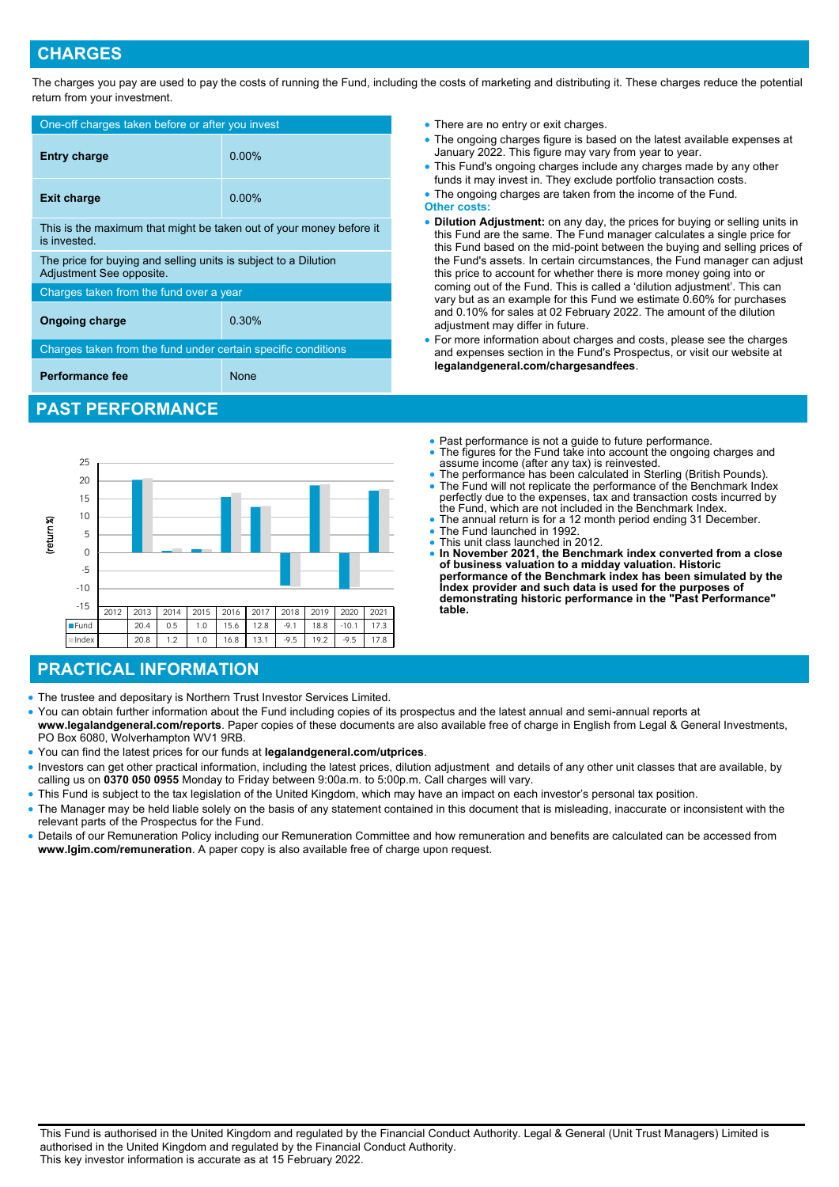## CHARGES

The charges you pay are used to pay the costs of running the Fund, including the costs of marketing and distributing it. These charges reduce the potential return from your investment.

| One-off charges taken before or after you invest | |
|---|---|
| **Entry charge** | 0.00% |
| **Exit charge** | 0.00% |
| This is the maximum that might be taken out of your money before it is invested. | |
| The price for buying and selling units is subject to a Dilution Adjustment See opposite. | |
| Charges taken from the fund over a year | |
| **Ongoing charge** | 0.30% |
| Charges taken from the fund under certain specific conditions | |
| **Performance fee** | None |

- There are no entry or exit charges.
- The ongoing charges figure is based on the latest available expenses at January 2022. This figure may vary from year to year.
- This Fund's ongoing charges include any charges made by any other funds it may invest in. They exclude portfolio transaction costs.
- The ongoing charges are taken from the income of the Fund.

**Other costs:**

- **Dilution Adjustment:** on any day, the prices for buying or selling units in this Fund are the same. The Fund manager calculates a single price for this Fund based on the mid-point between the buying and selling prices of the Fund's assets. In certain circumstances, the Fund manager can adjust this price to account for whether there is more money going into or coming out of the Fund. This is called a 'dilution adjustment'. This can vary but as an example for this Fund we estimate 0.60% for purchases and 0.10% for sales at 02 February 2022. The amount of the dilution adjustment may differ in future.
- For more information about charges and costs, please see the charges and expenses section in the Fund's Prospectus, or visit our website at **legalandgeneral.com/chargesandfees**.

## PAST PERFORMANCE

(return %)

25, 20, 15, 10, 5, 0, -5, -10, -15

| | 2012 | 2013 | 2014 | 2015 | 2016 | 2017 | 2018 | 2019 | 2020 | 2021 |
|---|---|---|---|---|---|---|---|---|---|---|
| Fund | | 20.4 | 0.5 | 1.0 | 15.6 | 12.8 | -9.1 | 18.8 | -10.1 | 17.3 |
| Index | | 20.8 | 1.2 | 1.0 | 16.8 | 13.1 | -9.5 | 19.2 | -9.5 | 17.8 |

- Past performance is not a guide to future performance.
- The figures for the Fund take into account the ongoing charges and assume income (after any tax) is reinvested.
- The performance has been calculated in Sterling (British Pounds).
- The Fund will not replicate the performance of the Benchmark Index perfectly due to the expenses, tax and transaction costs incurred by the Fund, which are not included in the Benchmark Index.
- The annual return is for a 12 month period ending 31 December.
- The Fund launched in 1992.
- This unit class launched in 2012.
- **In November 2021, the Benchmark index converted from a close of business valuation to a midday valuation. Historic performance of the Benchmark index has been simulated by the Index provider and such data is used for the purposes of demonstrating historic performance in the "Past Performance" table.**

## PRACTICAL INFORMATION

- The trustee and depositary is Northern Trust Investor Services Limited.
- You can obtain further information about the Fund including copies of its prospectus and the latest annual and semi-annual reports at **www.legalandgeneral.com/reports**. Paper copies of these documents are also available free of charge in English from Legal & General Investments, PO Box 6080, Wolverhampton WV1 9RB.
- You can find the latest prices for our funds at **legalandgeneral.com/utprices**.
- Investors can get other practical information, including the latest prices, dilution adjustment and details of any other unit classes that are available, by calling us on **0370 050 0955** Monday to Friday between 9:00a.m. to 5:00p.m. Call charges will vary.
- This Fund is subject to the tax legislation of the United Kingdom, which may have an impact on each investor's personal tax position.
- The Manager may be held liable solely on the basis of any statement contained in this document that is misleading, inaccurate or inconsistent with the relevant parts of the Prospectus for the Fund.
- Details of our Remuneration Policy including our Remuneration Committee and how remuneration and benefits are calculated can be accessed from **www.lgim.com/remuneration**. A paper copy is also available free of charge upon request.

This Fund is authorised in the United Kingdom and regulated by the Financial Conduct Authority. Legal & General (Unit Trust Managers) Limited is authorised in the United Kingdom and regulated by the Financial Conduct Authority.
This key investor information is accurate as at 15 February 2022.